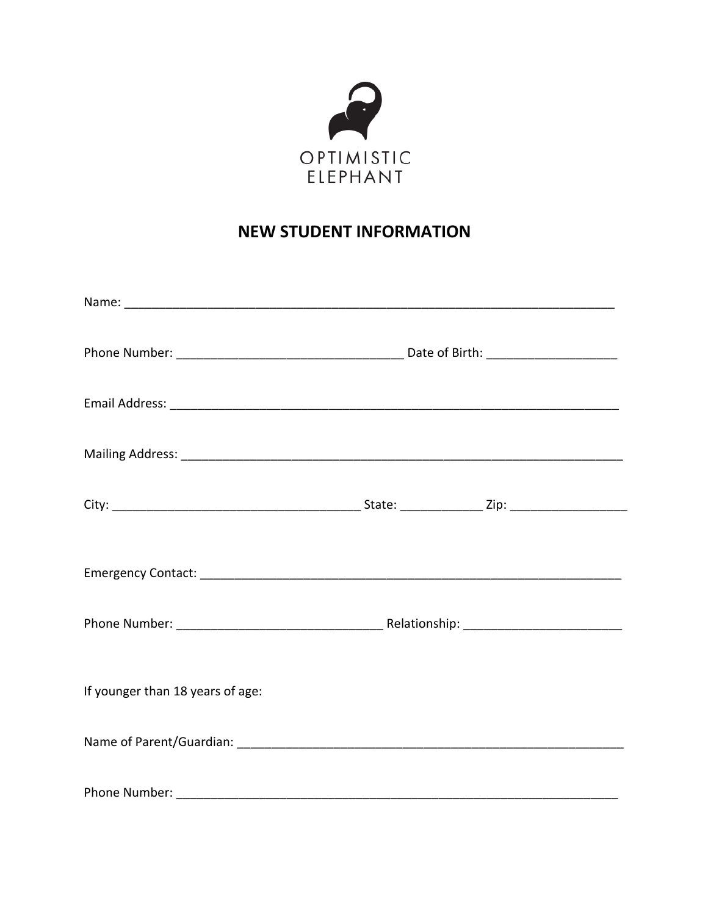OPTIMISTIC
ELEPHANT

# NEW STUDENT INFORMATION

Name: ___________________________________________________________________________

Phone Number: _________________________________ Date of Birth: ___________________

Email Address: ____________________________________________________________________

Mailing Address: ___________________________________________________________________

City: ____________________________________ State: ____________ Zip: _________________

Emergency Contact: ________________________________________________________________

Phone Number: ______________________________ Relationship: _______________________

If younger than 18 years of age:

Name of Parent/Guardian: ___________________________________________________________

Phone Number: ____________________________________________________________________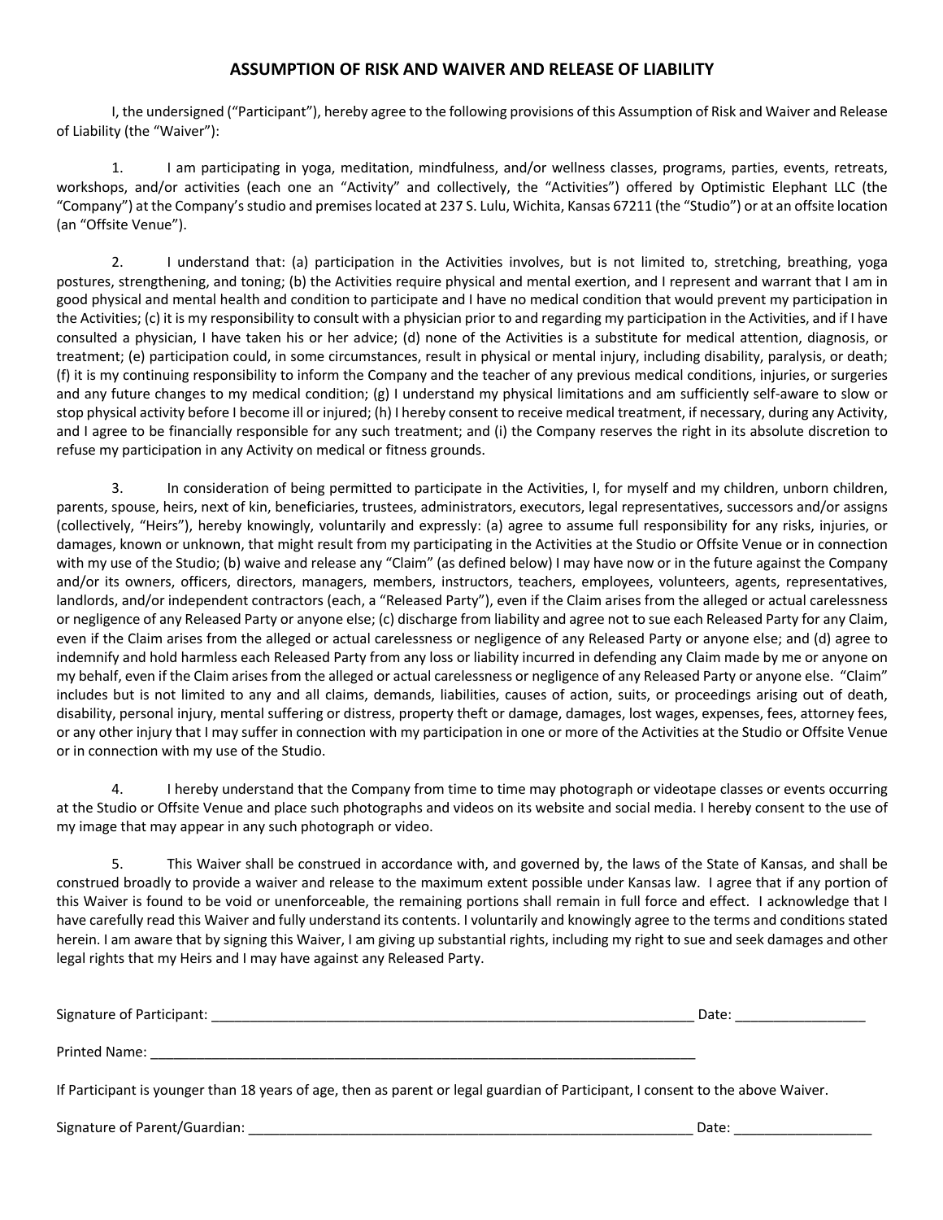## ASSUMPTION OF RISK AND WAIVER AND RELEASE OF LIABILITY

I, the undersigned ("Participant"), hereby agree to the following provisions of this Assumption of Risk and Waiver and Release of Liability (the "Waiver"):

1. I am participating in yoga, meditation, mindfulness, and/or wellness classes, programs, parties, events, retreats, workshops, and/or activities (each one an "Activity" and collectively, the "Activities") offered by Optimistic Elephant LLC (the "Company") at the Company's studio and premises located at 237 S. Lulu, Wichita, Kansas 67211 (the "Studio") or at an offsite location (an "Offsite Venue").

2. I understand that: (a) participation in the Activities involves, but is not limited to, stretching, breathing, yoga postures, strengthening, and toning; (b) the Activities require physical and mental exertion, and I represent and warrant that I am in good physical and mental health and condition to participate and I have no medical condition that would prevent my participation in the Activities; (c) it is my responsibility to consult with a physician prior to and regarding my participation in the Activities, and if I have consulted a physician, I have taken his or her advice; (d) none of the Activities is a substitute for medical attention, diagnosis, or treatment; (e) participation could, in some circumstances, result in physical or mental injury, including disability, paralysis, or death; (f) it is my continuing responsibility to inform the Company and the teacher of any previous medical conditions, injuries, or surgeries and any future changes to my medical condition; (g) I understand my physical limitations and am sufficiently self-aware to slow or stop physical activity before I become ill or injured; (h) I hereby consent to receive medical treatment, if necessary, during any Activity, and I agree to be financially responsible for any such treatment; and (i) the Company reserves the right in its absolute discretion to refuse my participation in any Activity on medical or fitness grounds.

3. In consideration of being permitted to participate in the Activities, I, for myself and my children, unborn children, parents, spouse, heirs, next of kin, beneficiaries, trustees, administrators, executors, legal representatives, successors and/or assigns (collectively, "Heirs"), hereby knowingly, voluntarily and expressly: (a) agree to assume full responsibility for any risks, injuries, or damages, known or unknown, that might result from my participating in the Activities at the Studio or Offsite Venue or in connection with my use of the Studio; (b) waive and release any "Claim" (as defined below) I may have now or in the future against the Company and/or its owners, officers, directors, managers, members, instructors, teachers, employees, volunteers, agents, representatives, landlords, and/or independent contractors (each, a "Released Party"), even if the Claim arises from the alleged or actual carelessness or negligence of any Released Party or anyone else; (c) discharge from liability and agree not to sue each Released Party for any Claim, even if the Claim arises from the alleged or actual carelessness or negligence of any Released Party or anyone else; and (d) agree to indemnify and hold harmless each Released Party from any loss or liability incurred in defending any Claim made by me or anyone on my behalf, even if the Claim arises from the alleged or actual carelessness or negligence of any Released Party or anyone else. "Claim" includes but is not limited to any and all claims, demands, liabilities, causes of action, suits, or proceedings arising out of death, disability, personal injury, mental suffering or distress, property theft or damage, damages, lost wages, expenses, fees, attorney fees, or any other injury that I may suffer in connection with my participation in one or more of the Activities at the Studio or Offsite Venue or in connection with my use of the Studio.

4. I hereby understand that the Company from time to time may photograph or videotape classes or events occurring at the Studio or Offsite Venue and place such photographs and videos on its website and social media. I hereby consent to the use of my image that may appear in any such photograph or video.

5. This Waiver shall be construed in accordance with, and governed by, the laws of the State of Kansas, and shall be construed broadly to provide a waiver and release to the maximum extent possible under Kansas law. I agree that if any portion of this Waiver is found to be void or unenforceable, the remaining portions shall remain in full force and effect. I acknowledge that I have carefully read this Waiver and fully understand its contents. I voluntarily and knowingly agree to the terms and conditions stated herein. I am aware that by signing this Waiver, I am giving up substantial rights, including my right to sue and seek damages and other legal rights that my Heirs and I may have against any Released Party.

Signature of Participant: ______________________________________________ Date: ________________

Printed Name: ______________________________________________

If Participant is younger than 18 years of age, then as parent or legal guardian of Participant, I consent to the above Waiver.

Signature of Parent/Guardian: ______________________________________________ Date: ________________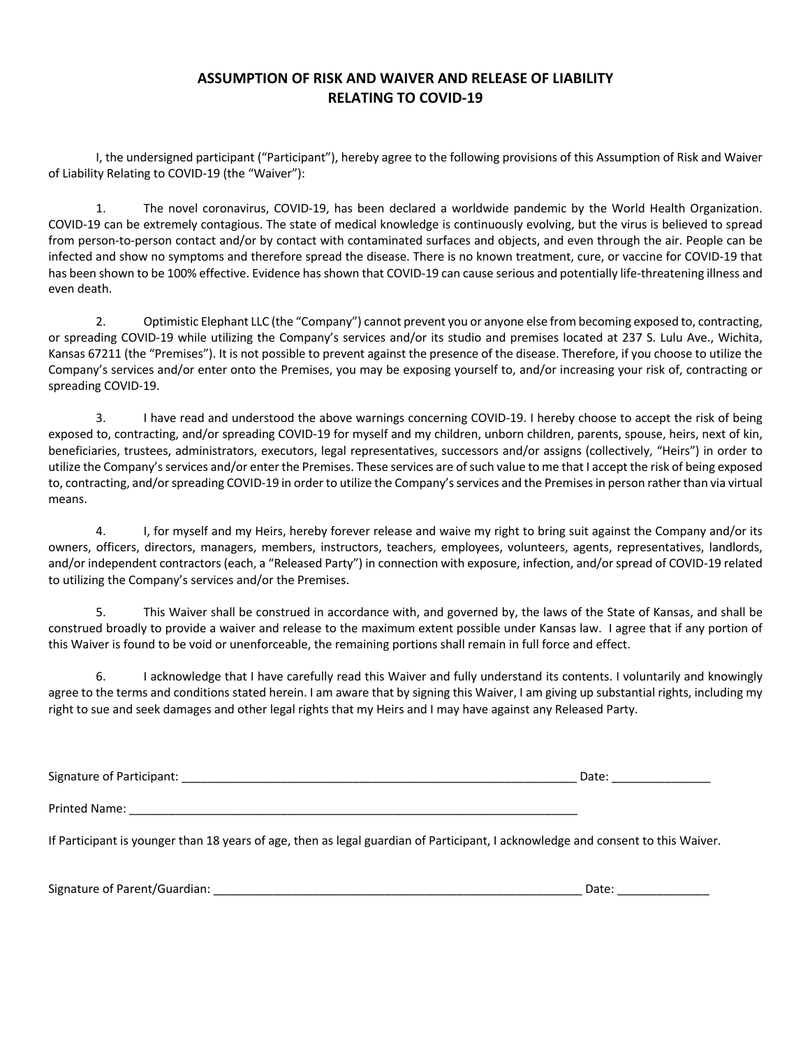# ASSUMPTION OF RISK AND WAIVER AND RELEASE OF LIABILITY RELATING TO COVID-19

I, the undersigned participant ("Participant"), hereby agree to the following provisions of this Assumption of Risk and Waiver of Liability Relating to COVID-19 (the "Waiver"):

1. The novel coronavirus, COVID-19, has been declared a worldwide pandemic by the World Health Organization. COVID-19 can be extremely contagious. The state of medical knowledge is continuously evolving, but the virus is believed to spread from person-to-person contact and/or by contact with contaminated surfaces and objects, and even through the air. People can be infected and show no symptoms and therefore spread the disease. There is no known treatment, cure, or vaccine for COVID-19 that has been shown to be 100% effective. Evidence has shown that COVID-19 can cause serious and potentially life-threatening illness and even death.

2. Optimistic Elephant LLC (the "Company") cannot prevent you or anyone else from becoming exposed to, contracting, or spreading COVID-19 while utilizing the Company's services and/or its studio and premises located at 237 S. Lulu Ave., Wichita, Kansas 67211 (the "Premises"). It is not possible to prevent against the presence of the disease. Therefore, if you choose to utilize the Company's services and/or enter onto the Premises, you may be exposing yourself to, and/or increasing your risk of, contracting or spreading COVID-19.

3. I have read and understood the above warnings concerning COVID-19. I hereby choose to accept the risk of being exposed to, contracting, and/or spreading COVID-19 for myself and my children, unborn children, parents, spouse, heirs, next of kin, beneficiaries, trustees, administrators, executors, legal representatives, successors and/or assigns (collectively, "Heirs") in order to utilize the Company's services and/or enter the Premises. These services are of such value to me that I accept the risk of being exposed to, contracting, and/or spreading COVID-19 in order to utilize the Company's services and the Premises in person rather than via virtual means.

4. I, for myself and my Heirs, hereby forever release and waive my right to bring suit against the Company and/or its owners, officers, directors, managers, members, instructors, teachers, employees, volunteers, agents, representatives, landlords, and/or independent contractors (each, a "Released Party") in connection with exposure, infection, and/or spread of COVID-19 related to utilizing the Company's services and/or the Premises.

5. This Waiver shall be construed in accordance with, and governed by, the laws of the State of Kansas, and shall be construed broadly to provide a waiver and release to the maximum extent possible under Kansas law. I agree that if any portion of this Waiver is found to be void or unenforceable, the remaining portions shall remain in full force and effect.

6. I acknowledge that I have carefully read this Waiver and fully understand its contents. I voluntarily and knowingly agree to the terms and conditions stated herein. I am aware that by signing this Waiver, I am giving up substantial rights, including my right to sue and seek damages and other legal rights that my Heirs and I may have against any Released Party.

Signature of Participant: ______________________________________________ Date: _______________

Printed Name: ______________________________________________

If Participant is younger than 18 years of age, then as legal guardian of Participant, I acknowledge and consent to this Waiver.

Signature of Parent/Guardian: ______________________________________________ Date: ______________